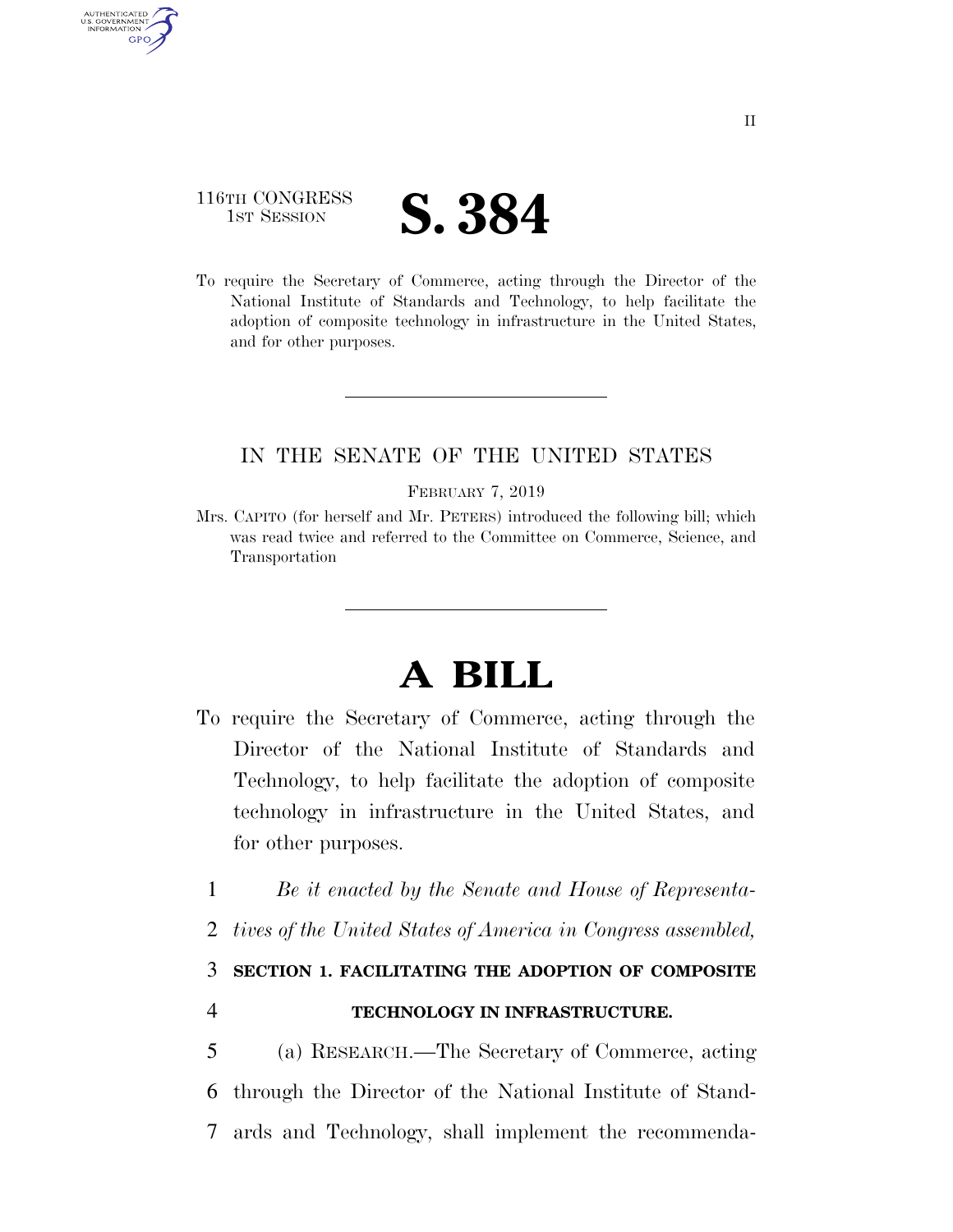116TH CONGRESS
1ST SESSION

# S. 384

To require the Secretary of Commerce, acting through the Director of the National Institute of Standards and Technology, to help facilitate the adoption of composite technology in infrastructure in the United States, and for other purposes.

IN THE SENATE OF THE UNITED STATES

FEBRUARY 7, 2019

Mrs. CAPITO (for herself and Mr. PETERS) introduced the following bill; which was read twice and referred to the Committee on Commerce, Science, and Transportation

# A BILL

To require the Secretary of Commerce, acting through the Director of the National Institute of Standards and Technology, to help facilitate the adoption of composite technology in infrastructure in the United States, and for other purposes.

*Be it enacted by the Senate and House of Representatives of the United States of America in Congress assembled,*

**SECTION 1. FACILITATING THE ADOPTION OF COMPOSITE TECHNOLOGY IN INFRASTRUCTURE.**

(a) RESEARCH.—The Secretary of Commerce, acting through the Director of the National Institute of Standards and Technology, shall implement the recommenda-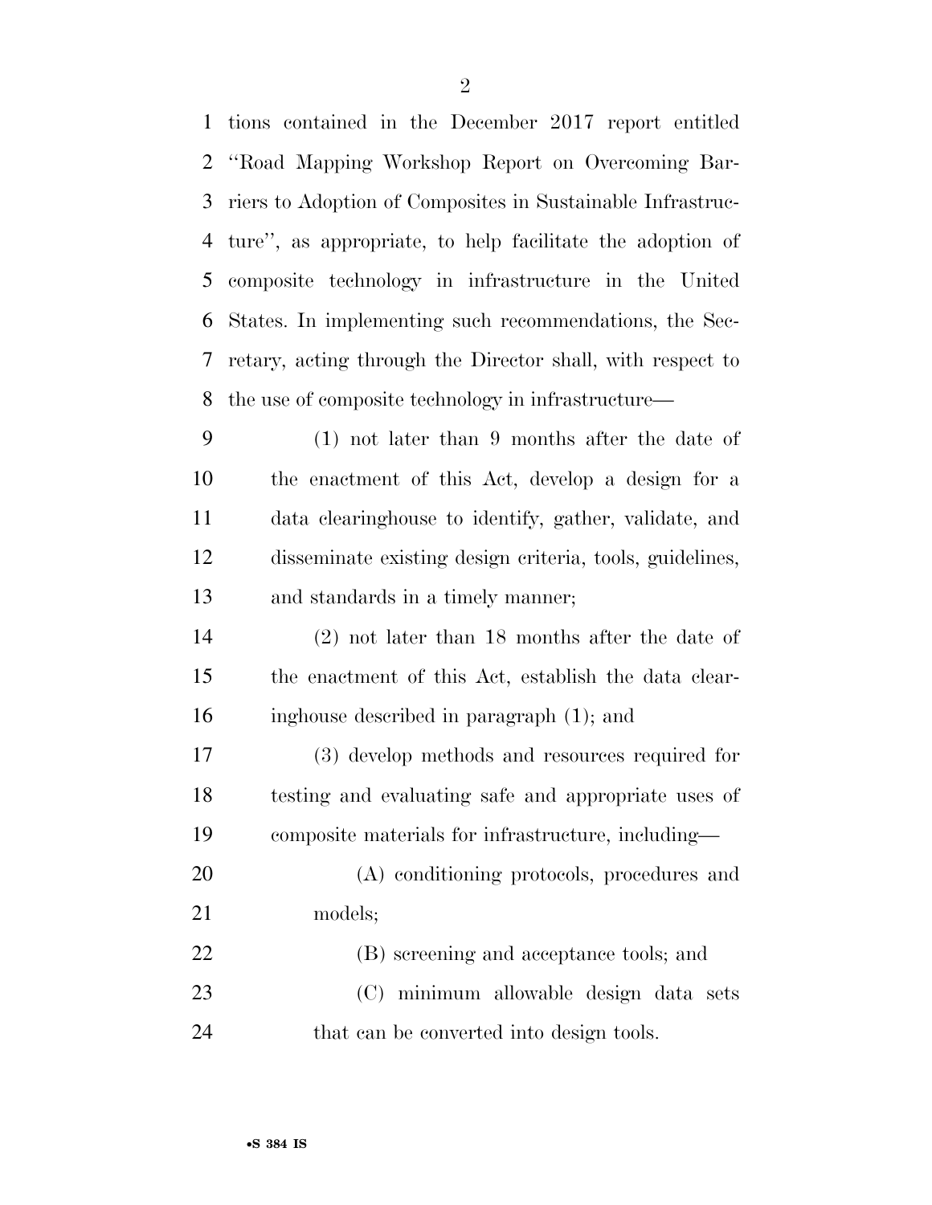tions contained in the December 2017 report entitled "Road Mapping Workshop Report on Overcoming Barriers to Adoption of Composites in Sustainable Infrastructure", as appropriate, to help facilitate the adoption of composite technology in infrastructure in the United States. In implementing such recommendations, the Secretary, acting through the Director shall, with respect to the use of composite technology in infrastructure—

(1) not later than 9 months after the date of the enactment of this Act, develop a design for a data clearinghouse to identify, gather, validate, and disseminate existing design criteria, tools, guidelines, and standards in a timely manner;

(2) not later than 18 months after the date of the enactment of this Act, establish the data clearinghouse described in paragraph (1); and

(3) develop methods and resources required for testing and evaluating safe and appropriate uses of composite materials for infrastructure, including—

(A) conditioning protocols, procedures and models;

(B) screening and acceptance tools; and

(C) minimum allowable design data sets that can be converted into design tools.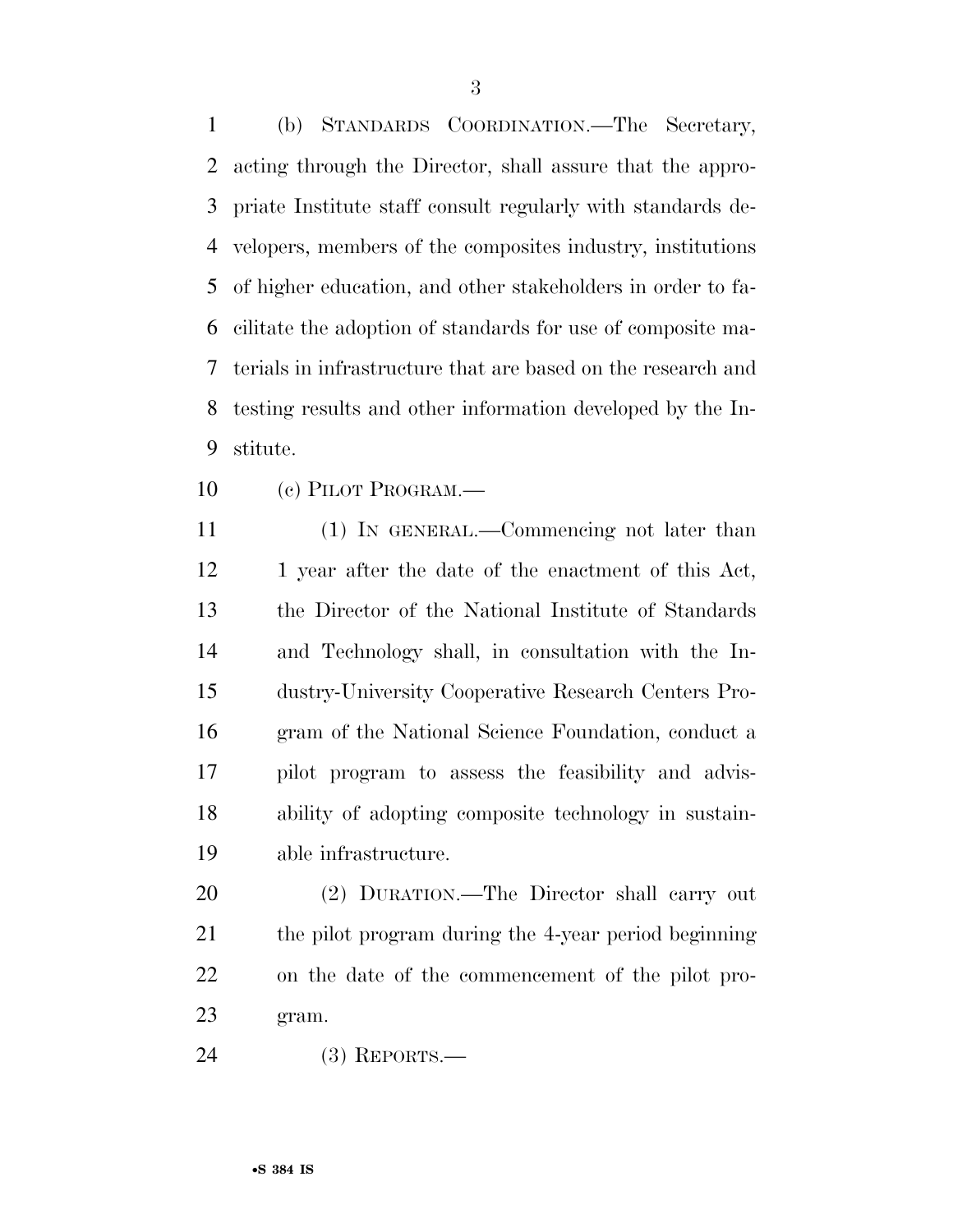(b) STANDARDS COORDINATION.—The Secretary, acting through the Director, shall assure that the appropriate Institute staff consult regularly with standards developers, members of the composites industry, institutions of higher education, and other stakeholders in order to facilitate the adoption of standards for use of composite materials in infrastructure that are based on the research and testing results and other information developed by the Institute.

(c) PILOT PROGRAM.—

(1) IN GENERAL.—Commencing not later than 1 year after the date of the enactment of this Act, the Director of the National Institute of Standards and Technology shall, in consultation with the Industry-University Cooperative Research Centers Program of the National Science Foundation, conduct a pilot program to assess the feasibility and advisability of adopting composite technology in sustainable infrastructure.

(2) DURATION.—The Director shall carry out the pilot program during the 4-year period beginning on the date of the commencement of the pilot program.

(3) REPORTS.—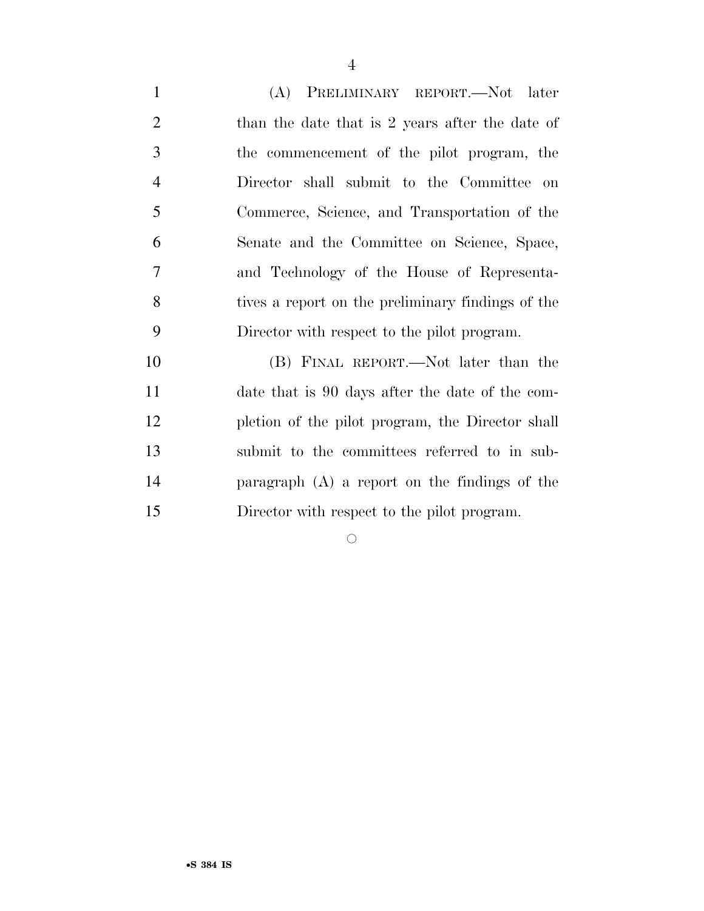(A) PRELIMINARY REPORT.—Not later than the date that is 2 years after the date of the commencement of the pilot program, the Director shall submit to the Committee on Commerce, Science, and Transportation of the Senate and the Committee on Science, Space, and Technology of the House of Representatives a report on the preliminary findings of the Director with respect to the pilot program.

(B) FINAL REPORT.—Not later than the date that is 90 days after the date of the completion of the pilot program, the Director shall submit to the committees referred to in subparagraph (A) a report on the findings of the Director with respect to the pilot program.

○